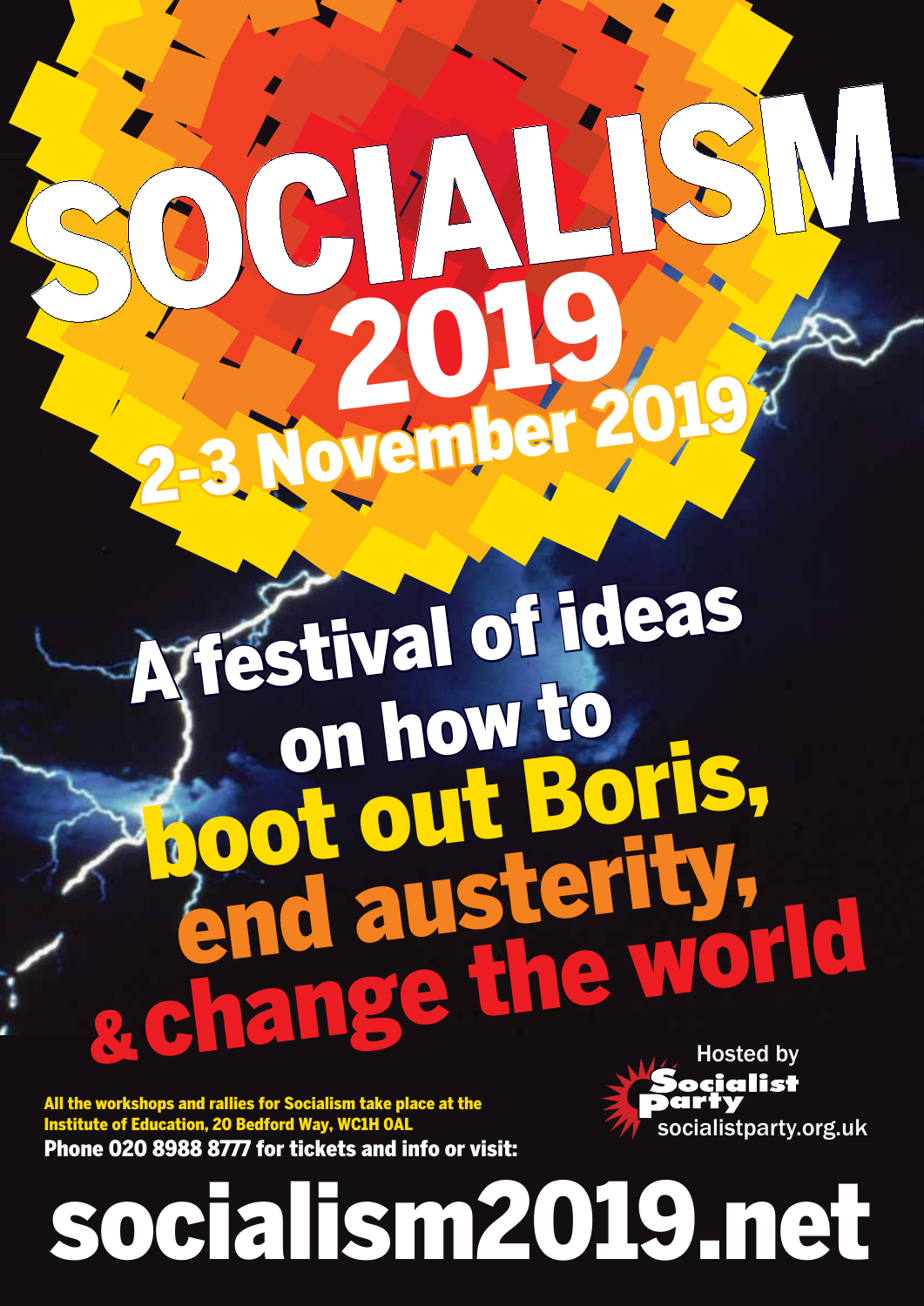# SOCIALISM 2019

## 2-3 November 2019

## A festival of ideas on how to boot out Boris, end austerity, & change the world

All the workshops and rallies for Socialism take place at the Institute of Education, 20 Bedford Way, WC1H 0AL

**Phone 020 8988 8777 for tickets and info or visit:**

Hosted by Socialist Party

socialistparty.org.uk

# socialism2019.net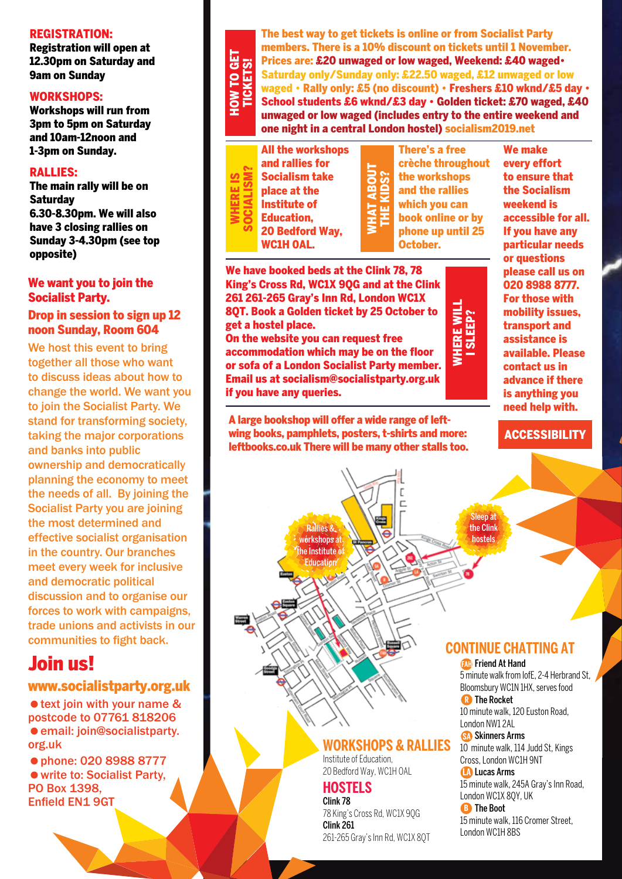## REGISTRATION:

**Registration will open at 12.30pm on Saturday and 9am on Sunday**

## WORKSHOPS:

**Workshops will run from 3pm to 5pm on Saturday and 10am-12noon and 1-3pm on Sunday.**

## RALLIES:

**The main rally will be on Saturday 6.30-8.30pm. We will also have 3 closing rallies on Sunday 3-4.30pm (see top opposite)**

## We want you to join the Socialist Party.

## Drop in session to sign up 12 noon Sunday, Room 604

We host this event to bring together all those who want to discuss ideas about how to change the world. We want you to join the Socialist Party. We stand for transforming society, taking the major corporations and banks into public ownership and democratically planning the economy to meet the needs of all. By joining the Socialist Party you are joining the most determined and effective socialist organisation in the country. Our branches meet every week for inclusive and democratic political discussion and to organise our forces to work with campaigns, trade unions and activists in our communities to fight back.

# Join us!

## www.socialistparty.org.uk

- text join with your name & postcode to 07761 818206
- email: join@socialistparty.org.uk
- phone: 020 8988 8777
- write to: Socialist Party, PO Box 1398, Enfield EN1 9GT

## HOW TO GET TICKETS!

**The best way to get tickets is online or from Socialist Party members. There is a 10% discount on tickets until 1 November. Prices are: £20 unwaged or low waged, Weekend: £40 waged• Saturday only/Sunday only: £22.50 waged, £12 unwaged or low waged • Rally only: £5 (no discount) • Freshers £10 wknd/£5 day • School students £6 wknd/£3 day • Golden ticket: £70 waged, £40 unwaged or low waged (includes entry to the entire weekend and one night in a central London hostel) socialism2019.net**

## WHERE IS SOCIALISM?

**All the workshops and rallies for Socialism take place at the Institute of Education, 20 Bedford Way, WC1H 0AL.**

## WHAT ABOUT THE KIDS?

**There's a free crèche throughout the workshops and the rallies which you can book online or by phone up until 25 October.**

## WHERE WILL I SLEEP?

**We have booked beds at the Clink 78, 78 King's Cross Rd, WC1X 9QG and at the Clink 261 261-265 Gray's Inn Rd, London WC1X 8QT. Book a Golden ticket by 25 October to get a hostel place. On the website you can request free accommodation which may be on the floor or sofa of a London Socialist Party member. Email us at socialism@socialistparty.org.uk if you have any queries.**

## ACCESSIBILITY

**We make every effort to ensure that the Socialism weekend is accessible for all. If you have any particular needs or questions please call us on 020 8988 8777. For those with mobility issues, transport and assistance is available. Please contact us in advance if there is anything you need help with.**

**A large bookshop will offer a wide range of left-wing books, pamphlets, posters, t-shirts and more: leftbooks.co.uk There will be many other stalls too.**

Rallies & workshops at the Institute of Education

Sleep at the Clink hostels

## WORKSHOPS & RALLIES

Institute of Education, 20 Bedford Way, WC1H 0AL

## HOSTELS

**Clink 78**
78 King's Cross Rd, WC1X 9QG

**Clink 261**
261-265 Gray's Inn Rd, WC1X 8QT

## CONTINUE CHATTING AT

**FAH Friend At Hand**
5 minute walk from IofE, 2-4 Herbrand St, Bloomsbury WC1N 1HX, serves food

**R The Rocket**
10 minute walk, 120 Euston Road, London NW1 2AL

**SA Skinners Arms**
10 minute walk, 114 Judd St, Kings Cross, London WC1H 9NT

**LA Lucas Arms**
15 minute walk, 245A Gray's Inn Road, London WC1X 8QY, UK

**B The Boot**
15 minute walk, 116 Cromer Street, London WC1H 8BS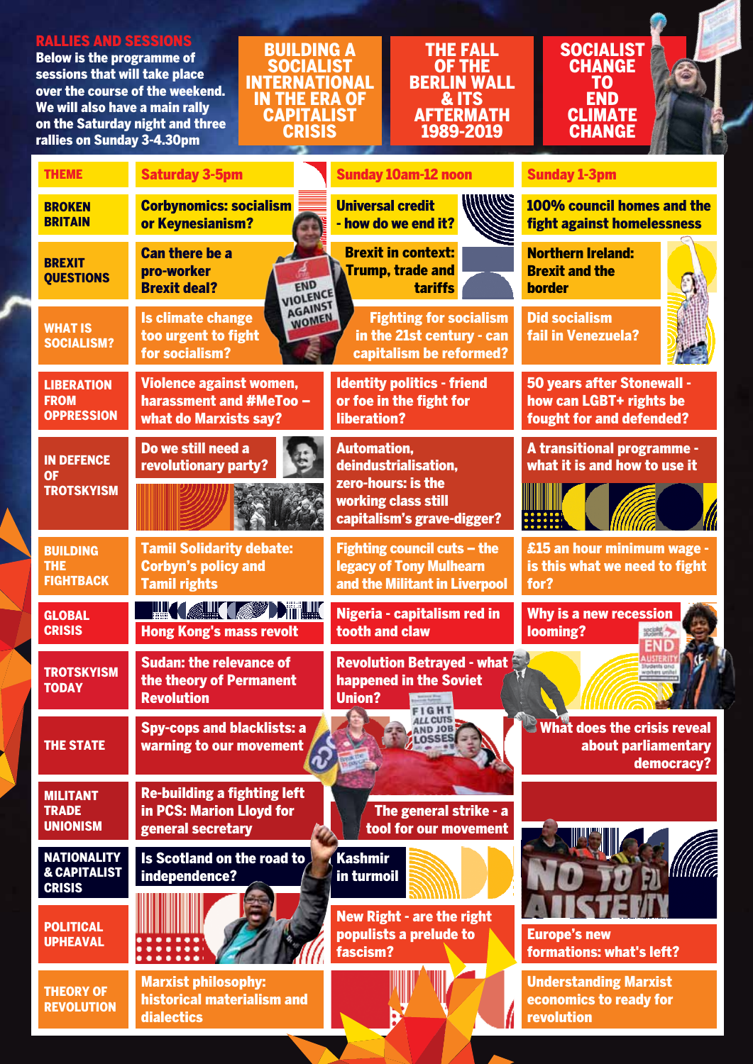## RALLIES AND SESSIONS

**Below is the programme of sessions that will take place over the course of the weekend. We will also have a main rally on the Saturday night and three rallies on Sunday 3-4.30pm**

**BUILDING A SOCIALIST INTERNATIONAL IN THE ERA OF CAPITALIST CRISIS**

**THE FALL OF THE BERLIN WALL & ITS AFTERMATH 1989-2019**

**SOCIALIST CHANGE TO END CLIMATE CHANGE**

| THEME | Saturday 3-5pm | Sunday 10am-12 noon | Sunday 1-3pm |
|---|---|---|---|
| BROKEN BRITAIN | Corbynomics: socialism or Keynesianism? | Universal credit - how do we end it? | 100% council homes and the fight against homelessness |
| BREXIT QUESTIONS | Can there be a pro-worker Brexit deal? | Brexit in context: Trump, trade and tariffs | Northern Ireland: Brexit and the border |
| WHAT IS SOCIALISM? | Is climate change too urgent to fight for socialism? | Fighting for socialism in the 21st century - can capitalism be reformed? | Did socialism fail in Venezuela? |
| LIBERATION FROM OPPRESSION | Violence against women, harassment and #MeToo – what do Marxists say? | Identity politics - friend or foe in the fight for liberation? | 50 years after Stonewall - how can LGBT+ rights be fought for and defended? |
| IN DEFENCE OF TROTSKYISM | Do we still need a revolutionary party? | Automation, deindustrialisation, zero-hours: is the working class still capitalism's grave-digger? | A transitional programme - what it is and how to use it |
| BUILDING THE FIGHTBACK | Tamil Solidarity debate: Corbyn's policy and Tamil rights | Fighting council cuts – the legacy of Tony Mulhearn and the Militant in Liverpool | £15 an hour minimum wage - is this what we need to fight for? |
| GLOBAL CRISIS | Hong Kong's mass revolt | Nigeria - capitalism red in tooth and claw | Why is a new recession looming? |
| TROTSKYISM TODAY | Sudan: the relevance of the theory of Permanent Revolution | Revolution Betrayed - what happened in the Soviet Union? | |
| THE STATE | Spy-cops and blacklists: a warning to our movement | | What does the crisis reveal about parliamentary democracy? |
| MILITANT TRADE UNIONISM | Re-building a fighting left in PCS: Marion Lloyd for general secretary | The general strike - a tool for our movement | |
| NATIONALITY & CAPITALIST CRISIS | Is Scotland on the road to independence? | Kashmir in turmoil | |
| POLITICAL UPHEAVAL | | New Right - are the right populists a prelude to fascism? | Europe's new formations: what's left? |
| THEORY OF REVOLUTION | Marxist philosophy: historical materialism and dialectics | | Understanding Marxist economics to ready for revolution |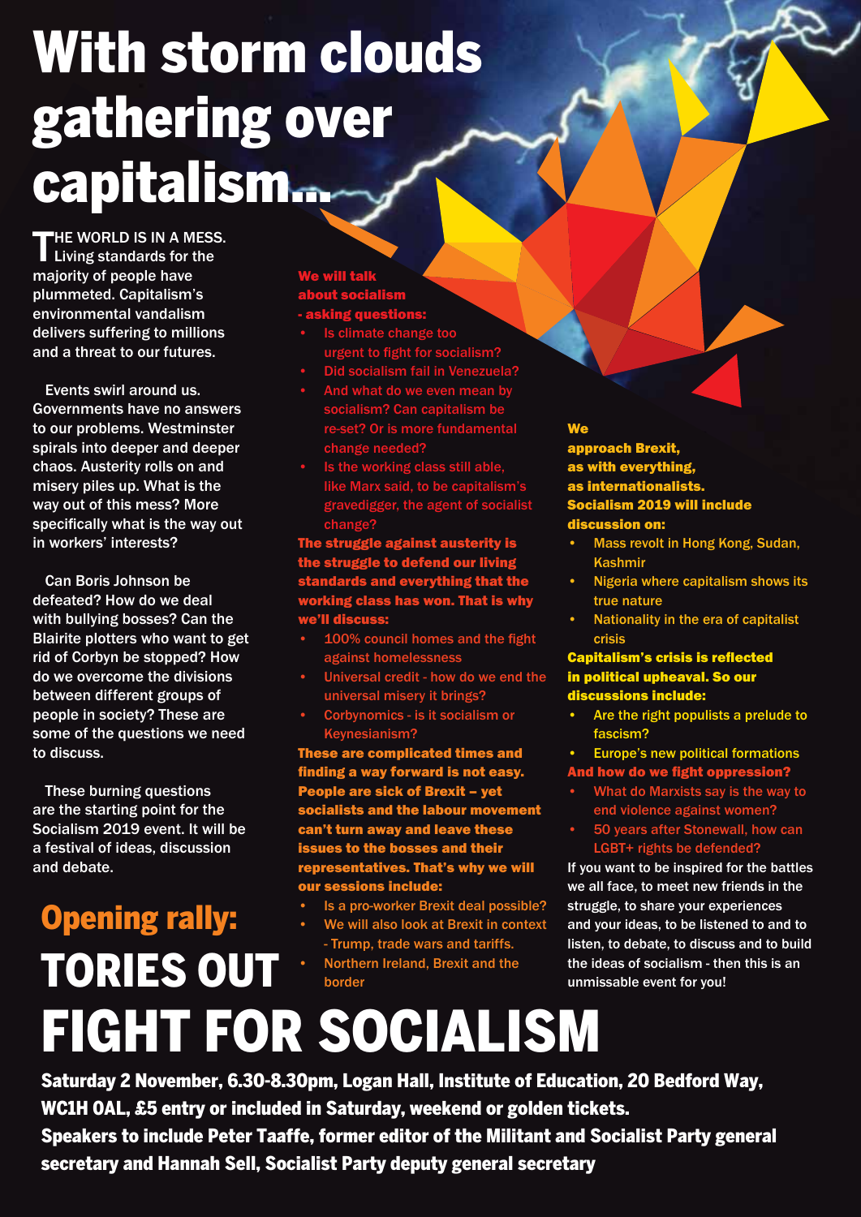# With storm clouds gathering over capitalism...

THE WORLD IS IN A MESS. Living standards for the majority of people have plummeted. Capitalism's environmental vandalism delivers suffering to millions and a threat to our futures.

Events swirl around us. Governments have no answers to our problems. Westminster spirals into deeper and deeper chaos. Austerity rolls on and misery piles up. What is the way out of this mess? More specifically what is the way out in workers' interests?

Can Boris Johnson be defeated? How do we deal with bullying bosses? Can the Blairite plotters who want to get rid of Corbyn be stopped? How do we overcome the divisions between different groups of people in society? These are some of the questions we need to discuss.

These burning questions are the starting point for the Socialism 2019 event. It will be a festival of ideas, discussion and debate.

**We will talk about socialism - asking questions:**

- Is climate change too urgent to fight for socialism?
- Did socialism fail in Venezuela?
- And what do we even mean by socialism? Can capitalism be re-set? Or is more fundamental change needed?
- Is the working class still able, like Marx said, to be capitalism's gravedigger, the agent of socialist change?

**The struggle against austerity is the struggle to defend our living standards and everything that the working class has won. That is why we'll discuss:**

- 100% council homes and the fight against homelessness
- Universal credit - how do we end the universal misery it brings?
- Corbynomics - is it socialism or Keynesianism?

**These are complicated times and finding a way forward is not easy. People are sick of Brexit – yet socialists and the labour movement can't turn away and leave these issues to the bosses and their representatives. That's why we will our sessions include:**

- Is a pro-worker Brexit deal possible?
- We will also look at Brexit in context - Trump, trade wars and tariffs.
- Northern Ireland, Brexit and the border

**We approach Brexit, as with everything, as internationalists. Socialism 2019 will include discussion on:**

- Mass revolt in Hong Kong, Sudan, Kashmir
- Nigeria where capitalism shows its true nature
- Nationality in the era of capitalist crisis

**Capitalism's crisis is reflected in political upheaval. So our discussions include:**

- Are the right populists a prelude to fascism?
- Europe's new political formations

**And how do we fight oppression?**

- What do Marxists say is the way to end violence against women?
- 50 years after Stonewall, how can LGBT+ rights be defended?

If you want to be inspired for the battles we all face, to meet new friends in the struggle, to share your experiences and your ideas, to be listened to and to listen, to debate, to discuss and to build the ideas of socialism - then this is an unmissable event for you!

## Opening rally:

# TORIES OUT FIGHT FOR SOCIALISM

**Saturday 2 November, 6.30-8.30pm, Logan Hall, Institute of Education, 20 Bedford Way, WC1H 0AL, £5 entry or included in Saturday, weekend or golden tickets.**

**Speakers to include Peter Taaffe, former editor of the Militant and Socialist Party general secretary and Hannah Sell, Socialist Party deputy general secretary**